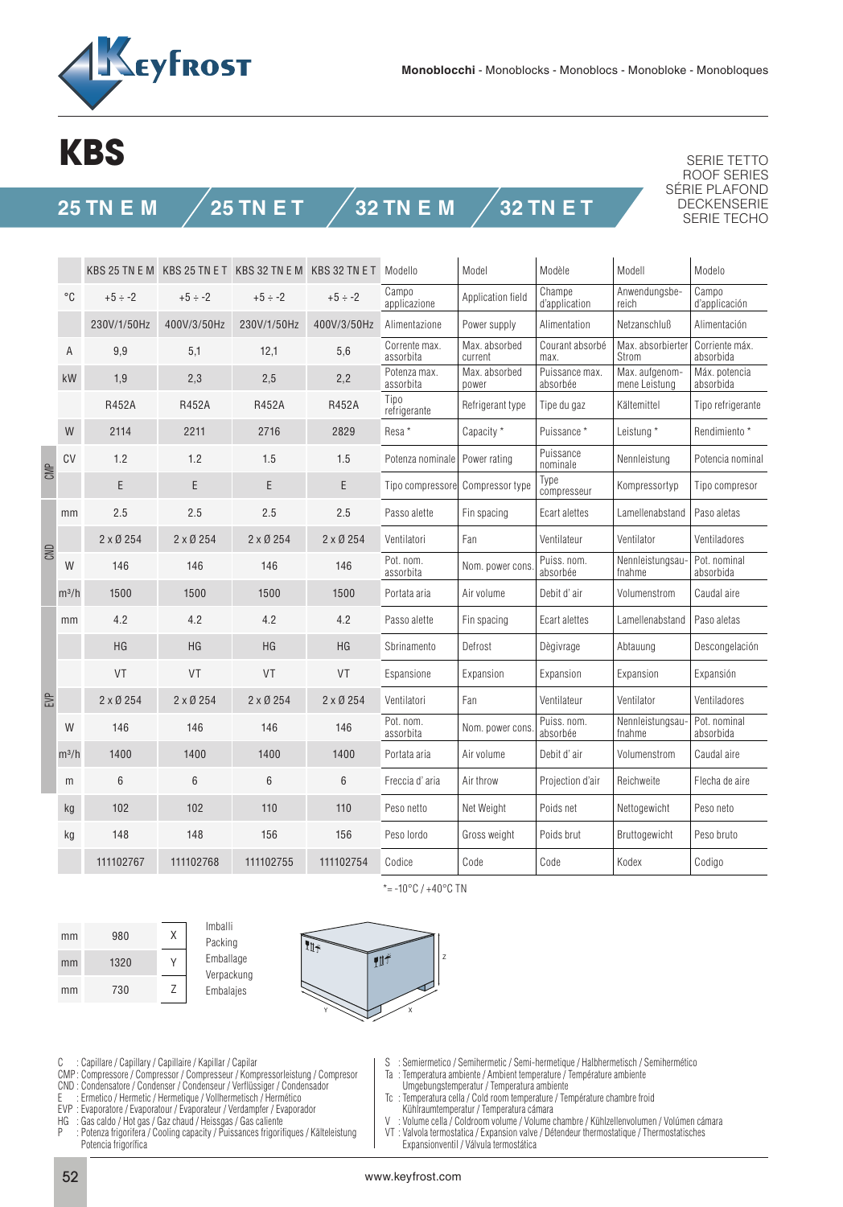Monoblocchi - Monoblocks - Monoblocs - Monobloke - Monobloques

# KBS

SERIE TETTO
ROOF SERIES
SÉRIE PLAFOND
DECKENSERIE
SERIE TECHO

## 25 TN E M / 25 TN E T / 32 TN E M / 32 TN E T

| | | KBS 25 TN E M | KBS 25 TN E T | KBS 32 TN E M | KBS 32 TN E T | Modello | Model | Modèle | Modell | Modelo |
|---|---|---|---|---|---|---|---|---|---|---|
| | °C | +5 ÷ -2 | +5 ÷ -2 | +5 ÷ -2 | +5 ÷ -2 | Campo applicazione | Application field | Champe d'application | Anwendungsbereich | Campo d'applicación |
| | | 230V/1/50Hz | 400V/3/50Hz | 230V/1/50Hz | 400V/3/50Hz | Alimentazione | Power supply | Alimentation | Netzanschluß | Alimentación |
| | A | 9,9 | 5,1 | 12,1 | 5,6 | Corrente max. assorbita | Max. absorbed current | Courant absorbé max. | Max. absorbierter Strom | Corriente máx. absorbida |
| | kW | 1,9 | 2,3 | 2,5 | 2,2 | Potenza max. assorbita | Max. absorbed power | Puissance max. absorbée | Max. aufgenommene Leistung | Máx. potencia absorbida |
| | | R452A | R452A | R452A | R452A | Tipo refrigerante | Refrigerant type | Tipe du gaz | Kältemittel | Tipo refrigerante |
| | W | 2114 | 2211 | 2716 | 2829 | Resa * | Capacity * | Puissance * | Leistung * | Rendimiento * |
| CMP | CV | 1.2 | 1.2 | 1.5 | 1.5 | Potenza nominale | Power rating | Puissance nominale | Nennleistung | Potencia nominal |
| CMP | | E | E | E | E | Tipo compressore | Compressor type | Type compresseur | Kompressortyp | Tipo compresor |
| CND | mm | 2.5 | 2.5 | 2.5 | 2.5 | Passo alette | Fin spacing | Ecart alettes | Lamellenabstand | Paso aletas |
| CND | | 2 x Ø 254 | 2 x Ø 254 | 2 x Ø 254 | 2 x Ø 254 | Ventilatori | Fan | Ventilateur | Ventilator | Ventiladores |
| CND | W | 146 | 146 | 146 | 146 | Pot. nom. assorbita | Nom. power cons. | Puiss. nom. absorbée | Nennleistungsaufnahme | Pot. nominal absorbida |
| CND | m³/h | 1500 | 1500 | 1500 | 1500 | Portata aria | Air volume | Debit d' air | Volumenstrom | Caudal aire |
| EVP | mm | 4.2 | 4.2 | 4.2 | 4.2 | Passo alette | Fin spacing | Ecart alettes | Lamellenabstand | Paso aletas |
| EVP | | HG | HG | HG | HG | Sbrinamento | Defrost | Dègivrage | Abtauung | Descongelación |
| EVP | | VT | VT | VT | VT | Espansione | Expansion | Expansion | Expansion | Expansión |
| EVP | | 2 x Ø 254 | 2 x Ø 254 | 2 x Ø 254 | 2 x Ø 254 | Ventilatori | Fan | Ventilateur | Ventilator | Ventiladores |
| EVP | W | 146 | 146 | 146 | 146 | Pot. nom. assorbita | Nom. power cons. | Puiss. nom. absorbée | Nennleistungsaufnahme | Pot. nominal absorbida |
| EVP | m³/h | 1400 | 1400 | 1400 | 1400 | Portata aria | Air volume | Debit d' air | Volumenstrom | Caudal aire |
| EVP | m | 6 | 6 | 6 | 6 | Freccia d' aria | Air throw | Projection d'air | Reichweite | Flecha de aire |
| | kg | 102 | 102 | 110 | 110 | Peso netto | Net Weight | Poids net | Nettogewicht | Peso neto |
| | kg | 148 | 148 | 156 | 156 | Peso lordo | Gross weight | Poids brut | Bruttogewicht | Peso bruto |
| | | 111102767 | 111102768 | 111102755 | 111102754 | Codice | Code | Code | Kodex | Codigo |

*= -10°C / +40°C TN

| | | | |
|---|---|---|---|
| mm | 980 | X | Imballi / Packing / Emballage / Verpackung / Embalajes |
| mm | 1320 | Y | |
| mm | 730 | Z | |

C : Capillare / Capillary / Capillaire / Kapillar / Capilar
CMP : Compressore / Compressor / Compresseur / Kompressorleistung / Compresor
CND : Condensatore / Condenser / Condenseur / Verflüssiger / Condensador
E : Ermetico / Hermetic / Hermetique / Vollhermetisch / Hermético
EVP : Evaporatore / Evaporatour / Evaporateur / Verdampfer / Evaporador
HG : Gas caldo / Hot gas / Gaz chaud / Heissgas / Gas caliente
P : Potenza frigorifera / Cooling capacity / Puissances frigorifiques / Kälteleistung Potencia frigorífica

S : Semiermetico / Semihermetic / Semi-hermetique / Halbhermetisch / Semihermético
Ta : Temperatura ambiente / Ambient temperature / Température ambiente Umgebungstemperatur / Temperatura ambiente
Tc : Temperatura cella / Cold room temperature / Température chambre froid Kühlraumtemperatur / Temperatura cámara
V : Volume cella / Coldroom volume / Volume chambre / Kühlzellenvolumen / Volúmen cámara
VT : Valvola termostatica / Expansion valve / Détendeur thermostatique / Thermostatisches Expansionventil / Válvula termostática

www.keyfrost.com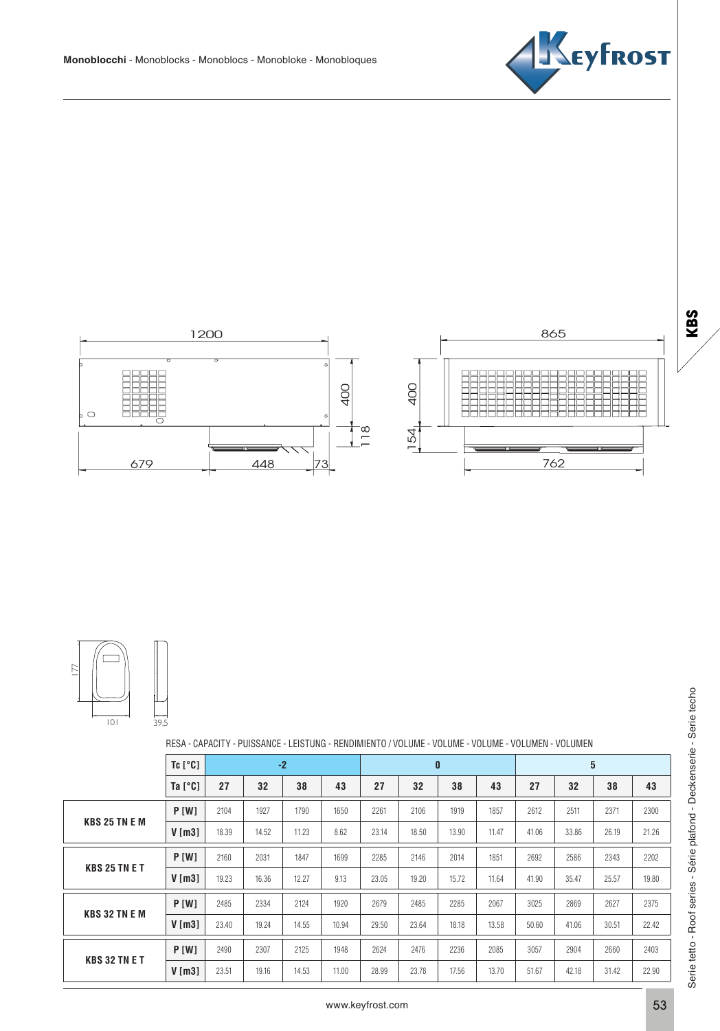**Monoblocchi** - Monoblocks - Monoblocs - Monobloke - Monobloques

1200

400

118

679

448

73

865

400

154

762

177

101

39,5

RESA - CAPACITY - PUISSANCE - LEISTUNG - RENDIMIENTO / VOLUME - VOLUME - VOLUME - VOLUMEN - VOLUMEN

| | Tc [°C] | -2 | | | | 0 | | | | 5 | | | |
|---|---|---|---|---|---|---|---|---|---|---|---|---|---|
| | **Ta [°C]** | **27** | **32** | **38** | **43** | **27** | **32** | **38** | **43** | **27** | **32** | **38** | **43** |
| **KBS 25 TN E M** | **P [W]** | 2104 | 1927 | 1790 | 1650 | 2261 | 2106 | 1919 | 1857 | 2612 | 2511 | 2371 | 2300 |
| | **V [m3]** | 18.39 | 14.52 | 11.23 | 8.62 | 23.14 | 18.50 | 13.90 | 11.47 | 41.06 | 33.86 | 26.19 | 21.26 |
| **KBS 25 TN E T** | **P [W]** | 2160 | 2031 | 1847 | 1699 | 2285 | 2146 | 2014 | 1851 | 2692 | 2586 | 2343 | 2202 |
| | **V [m3]** | 19.23 | 16.36 | 12.27 | 9.13 | 23.05 | 19.20 | 15.72 | 11.64 | 41.90 | 35.47 | 25.57 | 19.80 |
| **KBS 32 TN E M** | **P [W]** | 2485 | 2334 | 2124 | 1920 | 2679 | 2485 | 2285 | 2067 | 3025 | 2869 | 2627 | 2375 |
| | **V [m3]** | 23.40 | 19.24 | 14.55 | 10.94 | 29.50 | 23.64 | 18.18 | 13.58 | 50.60 | 41.06 | 30.51 | 22.42 |
| **KBS 32 TN E T** | **P [W]** | 2490 | 2307 | 2125 | 1948 | 2624 | 2476 | 2236 | 2085 | 3057 | 2904 | 2660 | 2403 |
| | **V [m3]** | 23.51 | 19.16 | 14.53 | 11.00 | 28.99 | 23.78 | 17.56 | 13.70 | 51.67 | 42.18 | 31.42 | 22.90 |

www.keyfrost.com